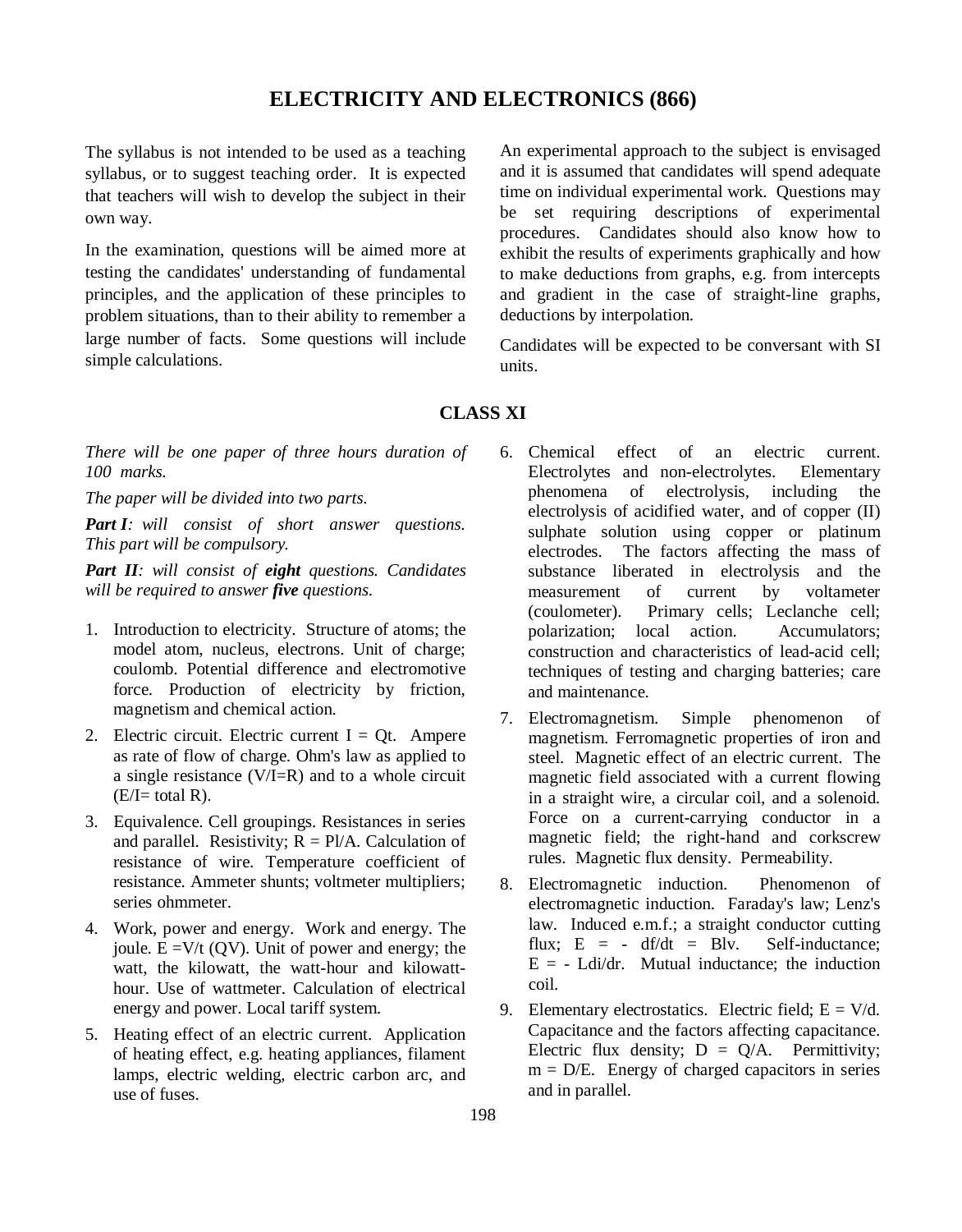# ELECTRICITY AND ELECTRONICS (866)

The syllabus is not intended to be used as a teaching syllabus, or to suggest teaching order. It is expected that teachers will wish to develop the subject in their own way.

In the examination, questions will be aimed more at testing the candidates' understanding of fundamental principles, and the application of these principles to problem situations, than to their ability to remember a large number of facts. Some questions will include simple calculations.

An experimental approach to the subject is envisaged and it is assumed that candidates will spend adequate time on individual experimental work. Questions may be set requiring descriptions of experimental procedures. Candidates should also know how to exhibit the results of experiments graphically and how to make deductions from graphs, e.g. from intercepts and gradient in the case of straight-line graphs, deductions by interpolation.

Candidates will be expected to be conversant with SI units.

## CLASS XI

*There will be one paper of three hours duration of 100 marks.*

*The paper will be divided into two parts.*

***Part I**: will consist of short answer questions. This part will be compulsory.*

***Part II**: will consist of **eight** questions. Candidates will be required to answer **five** questions.*

1. Introduction to electricity. Structure of atoms; the model atom, nucleus, electrons. Unit of charge; coulomb. Potential difference and electromotive force. Production of electricity by friction, magnetism and chemical action.

2. Electric circuit. Electric current $I = Qt$. Ampere as rate of flow of charge. Ohm's law as applied to a single resistance ($V/I=R$) and to a whole circuit ($E/I=$ total $R$).

3. Equivalence. Cell groupings. Resistances in series and parallel. Resistivity; $R = Pl/A$. Calculation of resistance of wire. Temperature coefficient of resistance. Ammeter shunts; voltmeter multipliers; series ohmmeter.

4. Work, power and energy. Work and energy. The joule. $E = V/t$ ($QV$). Unit of power and energy; the watt, the kilowatt, the watt-hour and kilowatt-hour. Use of wattmeter. Calculation of electrical energy and power. Local tariff system.

5. Heating effect of an electric current. Application of heating effect, e.g. heating appliances, filament lamps, electric welding, electric carbon arc, and use of fuses.

6. Chemical effect of an electric current. Electrolytes and non-electrolytes. Elementary phenomena of electrolysis, including the electrolysis of acidified water, and of copper (II) sulphate solution using copper or platinum electrodes. The factors affecting the mass of substance liberated in electrolysis and the measurement of current by voltameter (coulometer). Primary cells; Leclanche cell; polarization; local action. Accumulators; construction and characteristics of lead-acid cell; techniques of testing and charging batteries; care and maintenance.

7. Electromagnetism. Simple phenomenon of magnetism. Ferromagnetic properties of iron and steel. Magnetic effect of an electric current. The magnetic field associated with a current flowing in a straight wire, a circular coil, and a solenoid. Force on a current-carrying conductor in a magnetic field; the right-hand and corkscrew rules. Magnetic flux density. Permeability.

8. Electromagnetic induction. Phenomenon of electromagnetic induction. Faraday's law; Lenz's law. Induced e.m.f.; a straight conductor cutting flux; $E = - df/dt = Blv$. Self-inductance; $E = - Ldi/dr$. Mutual inductance; the induction coil.

9. Elementary electrostatics. Electric field; $E = V/d$. Capacitance and the factors affecting capacitance. Electric flux density; $D = Q/A$. Permittivity; $m = D/E$. Energy of charged capacitors in series and in parallel.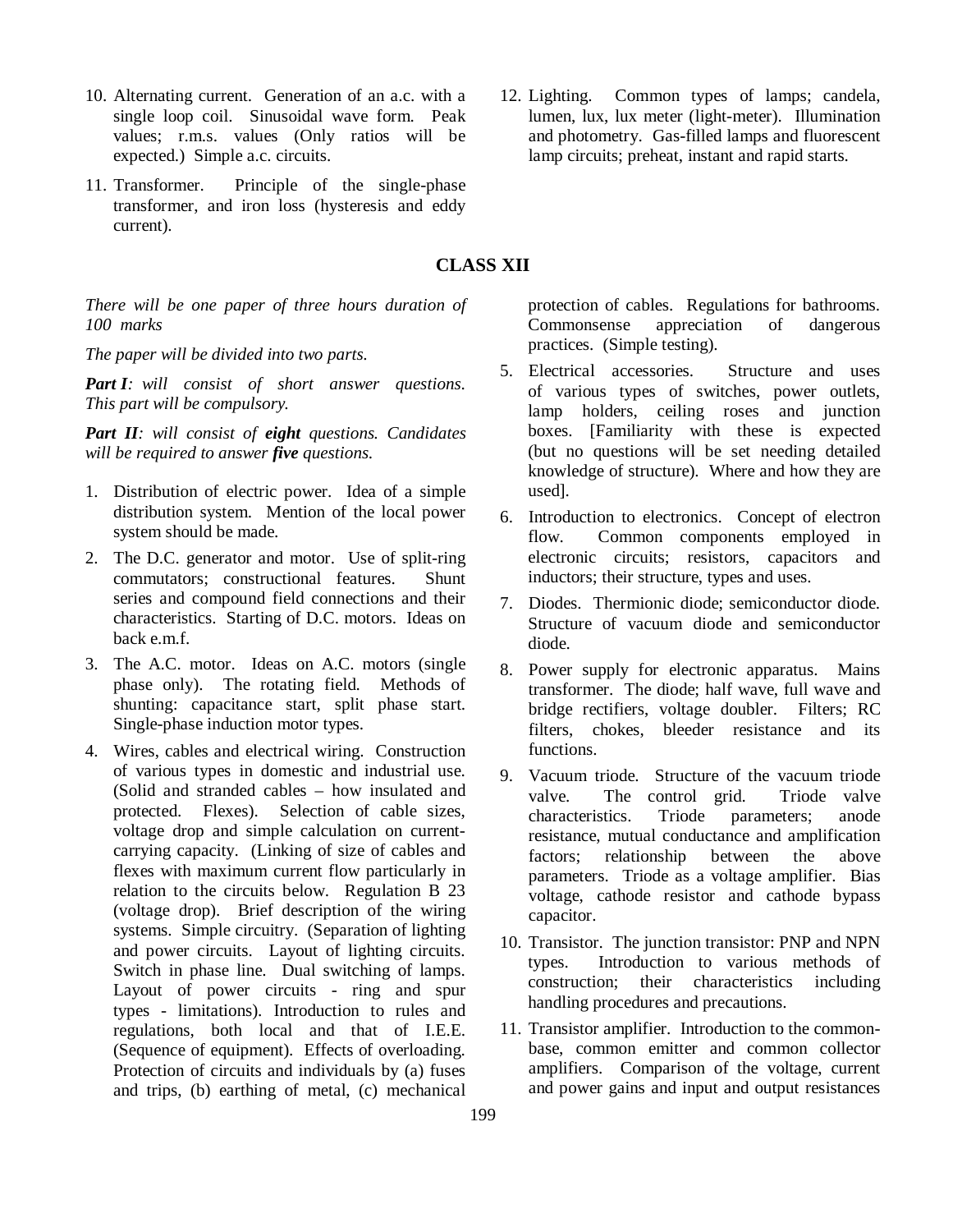10. Alternating current. Generation of an a.c. with a single loop coil. Sinusoidal wave form. Peak values; r.m.s. values (Only ratios will be expected.) Simple a.c. circuits.

11. Transformer. Principle of the single-phase transformer, and iron loss (hysteresis and eddy current).

12. Lighting. Common types of lamps; candela, lumen, lux, lux meter (light-meter). Illumination and photometry. Gas-filled lamps and fluorescent lamp circuits; preheat, instant and rapid starts.

## CLASS XII

*There will be one paper of three hours duration of 100 marks*

*The paper will be divided into two parts.*

***Part I**: will consist of short answer questions. This part will be compulsory.*

***Part II**: will consist of **eight** questions. Candidates will be required to answer **five** questions.*

1. Distribution of electric power. Idea of a simple distribution system. Mention of the local power system should be made.

2. The D.C. generator and motor. Use of split-ring commutators; constructional features. Shunt series and compound field connections and their characteristics. Starting of D.C. motors. Ideas on back e.m.f.

3. The A.C. motor. Ideas on A.C. motors (single phase only). The rotating field. Methods of shunting: capacitance start, split phase start. Single-phase induction motor types.

4. Wires, cables and electrical wiring. Construction of various types in domestic and industrial use. (Solid and stranded cables – how insulated and protected. Flexes). Selection of cable sizes, voltage drop and simple calculation on current-carrying capacity. (Linking of size of cables and flexes with maximum current flow particularly in relation to the circuits below. Regulation B 23 (voltage drop). Brief description of the wiring systems. Simple circuitry. (Separation of lighting and power circuits. Layout of lighting circuits. Switch in phase line. Dual switching of lamps. Layout of power circuits - ring and spur types - limitations). Introduction to rules and regulations, both local and that of I.E.E. (Sequence of equipment). Effects of overloading. Protection of circuits and individuals by (a) fuses and trips, (b) earthing of metal, (c) mechanical protection of cables. Regulations for bathrooms. Commonsense appreciation of dangerous practices. (Simple testing).

5. Electrical accessories. Structure and uses of various types of switches, power outlets, lamp holders, ceiling roses and junction boxes. [Familiarity with these is expected (but no questions will be set needing detailed knowledge of structure). Where and how they are used].

6. Introduction to electronics. Concept of electron flow. Common components employed in electronic circuits; resistors, capacitors and inductors; their structure, types and uses.

7. Diodes. Thermionic diode; semiconductor diode. Structure of vacuum diode and semiconductor diode.

8. Power supply for electronic apparatus. Mains transformer. The diode; half wave, full wave and bridge rectifiers, voltage doubler. Filters; RC filters, chokes, bleeder resistance and its functions.

9. Vacuum triode. Structure of the vacuum triode valve. The control grid. Triode valve characteristics. Triode parameters; anode resistance, mutual conductance and amplification factors; relationship between the above parameters. Triode as a voltage amplifier. Bias voltage, cathode resistor and cathode bypass capacitor.

10. Transistor. The junction transistor: PNP and NPN types. Introduction to various methods of construction; their characteristics including handling procedures and precautions.

11. Transistor amplifier. Introduction to the common-base, common emitter and common collector amplifiers. Comparison of the voltage, current and power gains and input and output resistances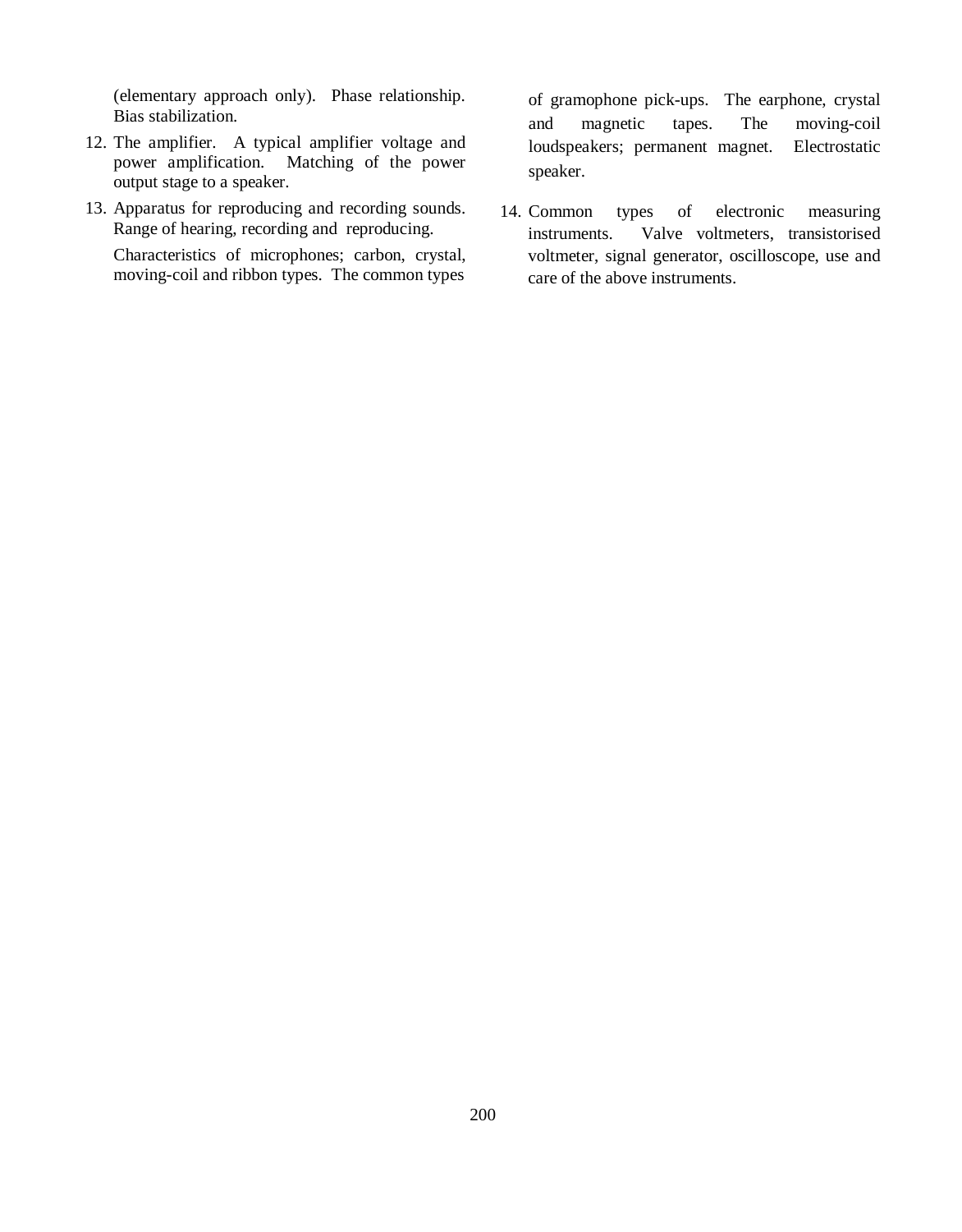(elementary approach only). Phase relationship. Bias stabilization.

12. The amplifier. A typical amplifier voltage and power amplification. Matching of the power output stage to a speaker.

13. Apparatus for reproducing and recording sounds. Range of hearing, recording and reproducing.

    Characteristics of microphones; carbon, crystal, moving-coil and ribbon types. The common types of gramophone pick-ups. The earphone, crystal and magnetic tapes. The moving-coil loudspeakers; permanent magnet. Electrostatic speaker.

14. Common types of electronic measuring instruments. Valve voltmeters, transistorised voltmeter, signal generator, oscilloscope, use and care of the above instruments.